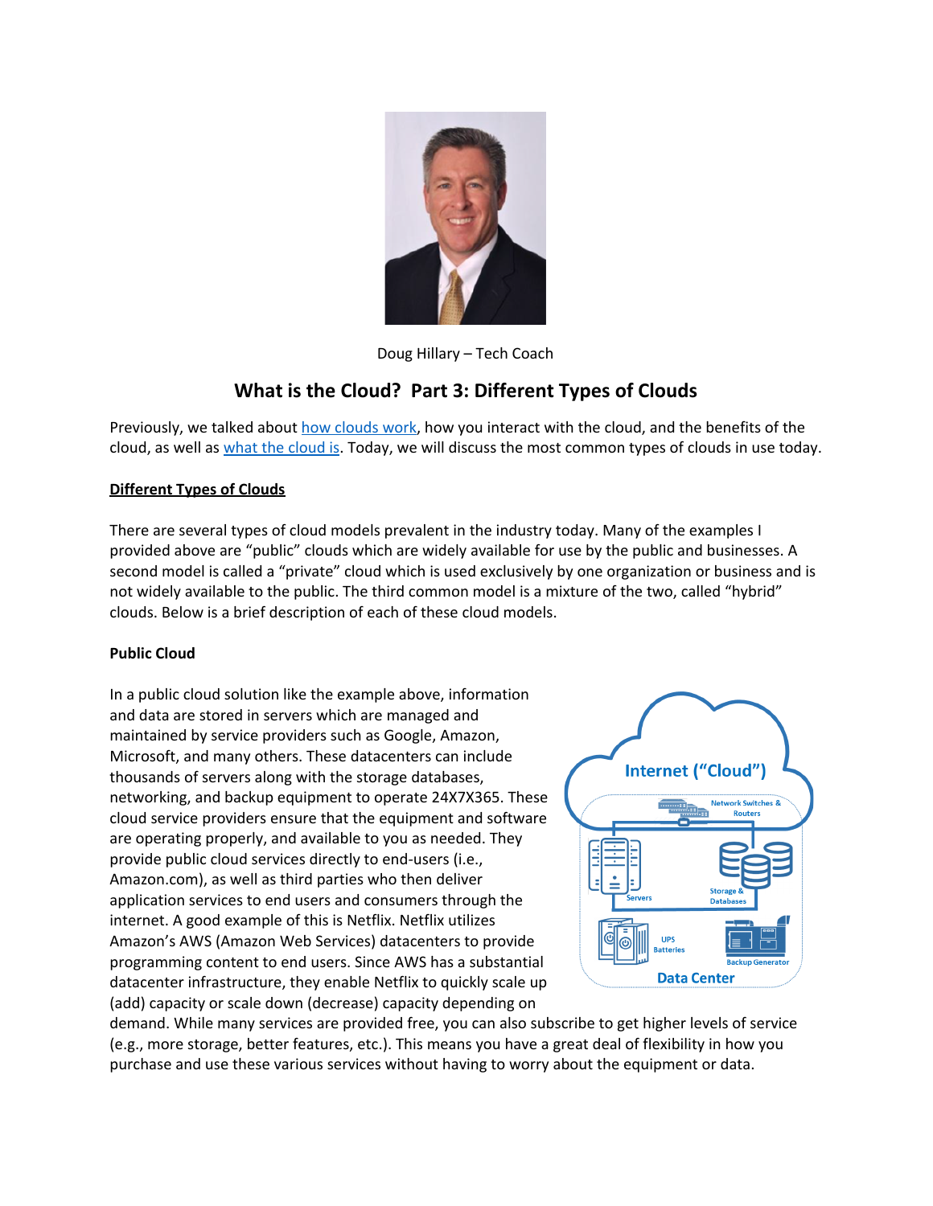Doug Hillary – Tech Coach

# What is the Cloud? Part 3: Different Types of Clouds

Previously, we talked about how clouds work, how you interact with the cloud, and the benefits of the cloud, as well as what the cloud is. Today, we will discuss the most common types of clouds in use today.

## Different Types of Clouds

There are several types of cloud models prevalent in the industry today. Many of the examples I provided above are "public" clouds which are widely available for use by the public and businesses. A second model is called a "private" cloud which is used exclusively by one organization or business and is not widely available to the public. The third common model is a mixture of the two, called "hybrid" clouds. Below is a brief description of each of these cloud models.

### Public Cloud

In a public cloud solution like the example above, information and data are stored in servers which are managed and maintained by service providers such as Google, Amazon, Microsoft, and many others. These datacenters can include thousands of servers along with the storage databases, networking, and backup equipment to operate 24X7X365. These cloud service providers ensure that the equipment and software are operating properly, and available to you as needed. They provide public cloud services directly to end-users (i.e., Amazon.com), as well as third parties who then deliver application services to end users and consumers through the internet. A good example of this is Netflix. Netflix utilizes Amazon's AWS (Amazon Web Services) datacenters to provide programming content to end users. Since AWS has a substantial datacenter infrastructure, they enable Netflix to quickly scale up (add) capacity or scale down (decrease) capacity depending on demand. While many services are provided free, you can also subscribe to get higher levels of service (e.g., more storage, better features, etc.). This means you have a great deal of flexibility in how you purchase and use these various services without having to worry about the equipment or data.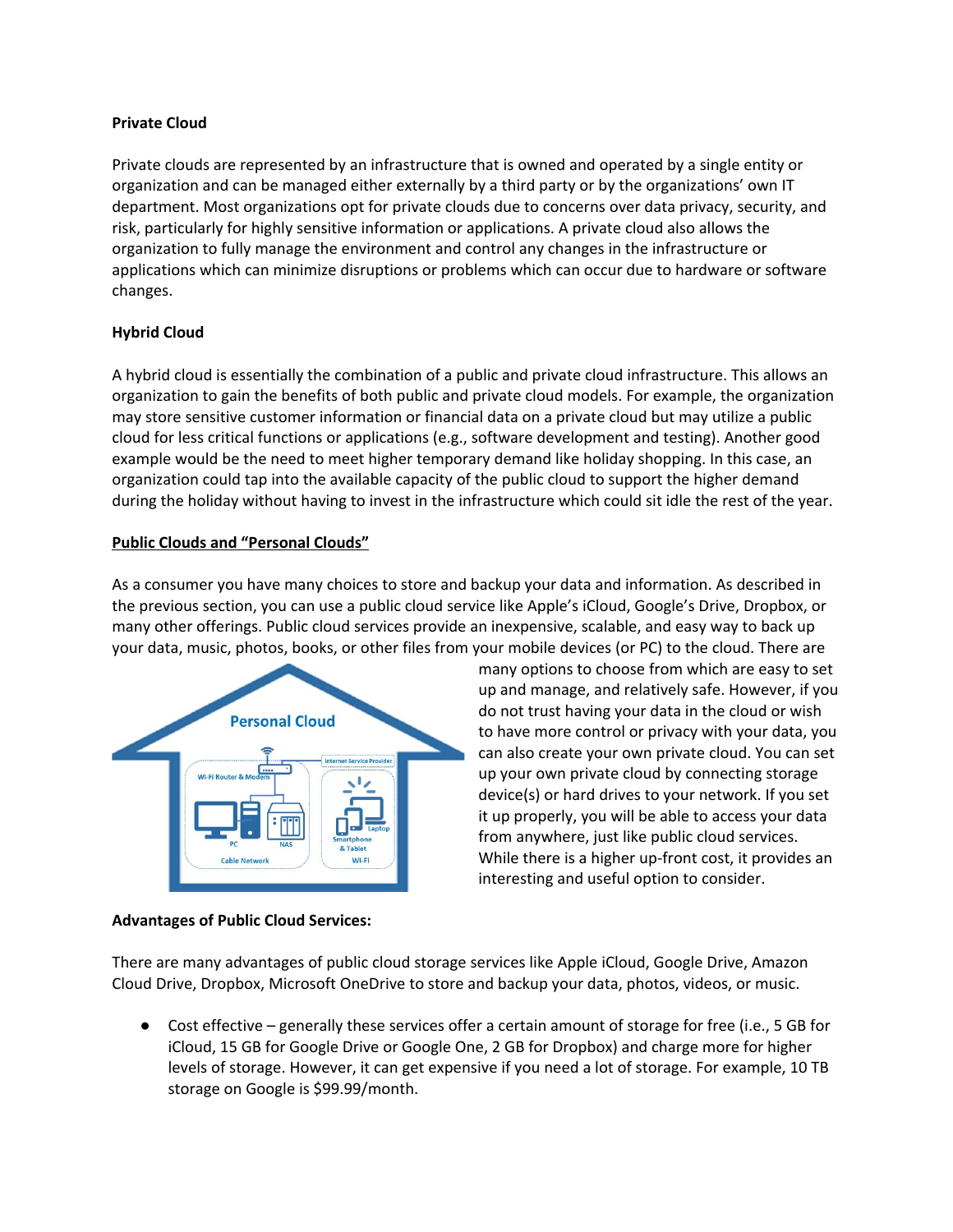**Private Cloud**

Private clouds are represented by an infrastructure that is owned and operated by a single entity or organization and can be managed either externally by a third party or by the organizations' own IT department. Most organizations opt for private clouds due to concerns over data privacy, security, and risk, particularly for highly sensitive information or applications. A private cloud also allows the organization to fully manage the environment and control any changes in the infrastructure or applications which can minimize disruptions or problems which can occur due to hardware or software changes.

**Hybrid Cloud**

A hybrid cloud is essentially the combination of a public and private cloud infrastructure. This allows an organization to gain the benefits of both public and private cloud models. For example, the organization may store sensitive customer information or financial data on a private cloud but may utilize a public cloud for less critical functions or applications (e.g., software development and testing). Another good example would be the need to meet higher temporary demand like holiday shopping. In this case, an organization could tap into the available capacity of the public cloud to support the higher demand during the holiday without having to invest in the infrastructure which could sit idle the rest of the year.

**Public Clouds and "Personal Clouds"**

As a consumer you have many choices to store and backup your data and information. As described in the previous section, you can use a public cloud service like Apple's iCloud, Google's Drive, Dropbox, or many other offerings. Public cloud services provide an inexpensive, scalable, and easy way to back up your data, music, photos, books, or other files from your mobile devices (or PC) to the cloud. There are many options to choose from which are easy to set up and manage, and relatively safe. However, if you do not trust having your data in the cloud or wish to have more control or privacy with your data, you can also create your own private cloud. You can set up your own private cloud by connecting storage device(s) or hard drives to your network. If you set it up properly, you will be able to access your data from anywhere, just like public cloud services. While there is a higher up-front cost, it provides an interesting and useful option to consider.

**Advantages of Public Cloud Services:**

There are many advantages of public cloud storage services like Apple iCloud, Google Drive, Amazon Cloud Drive, Dropbox, Microsoft OneDrive to store and backup your data, photos, videos, or music.

- Cost effective – generally these services offer a certain amount of storage for free (i.e., 5 GB for iCloud, 15 GB for Google Drive or Google One, 2 GB for Dropbox) and charge more for higher levels of storage. However, it can get expensive if you need a lot of storage. For example, 10 TB storage on Google is $99.99/month.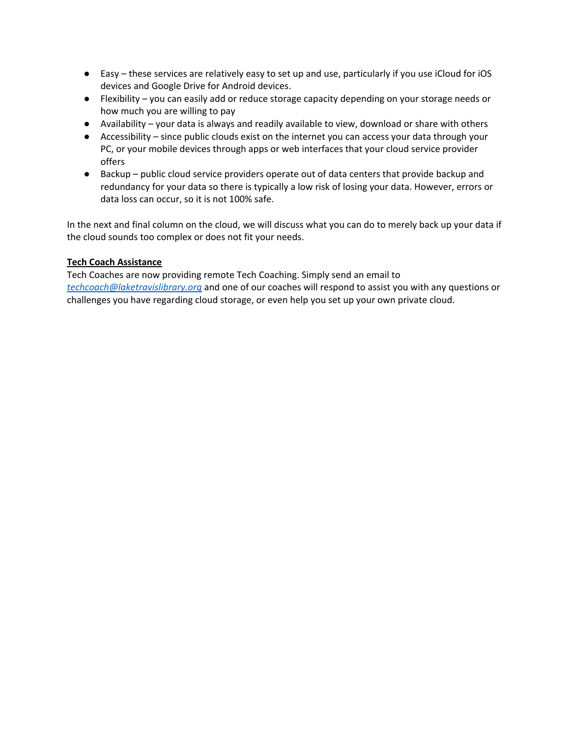- Easy – these services are relatively easy to set up and use, particularly if you use iCloud for iOS devices and Google Drive for Android devices.
- Flexibility – you can easily add or reduce storage capacity depending on your storage needs or how much you are willing to pay
- Availability – your data is always and readily available to view, download or share with others
- Accessibility – since public clouds exist on the internet you can access your data through your PC, or your mobile devices through apps or web interfaces that your cloud service provider offers
- Backup – public cloud service providers operate out of data centers that provide backup and redundancy for your data so there is typically a low risk of losing your data. However, errors or data loss can occur, so it is not 100% safe.

In the next and final column on the cloud, we will discuss what you can do to merely back up your data if the cloud sounds too complex or does not fit your needs.

**Tech Coach Assistance**

Tech Coaches are now providing remote Tech Coaching. Simply send an email to *techcoach@laketravislibrary.org* and one of our coaches will respond to assist you with any questions or challenges you have regarding cloud storage, or even help you set up your own private cloud.